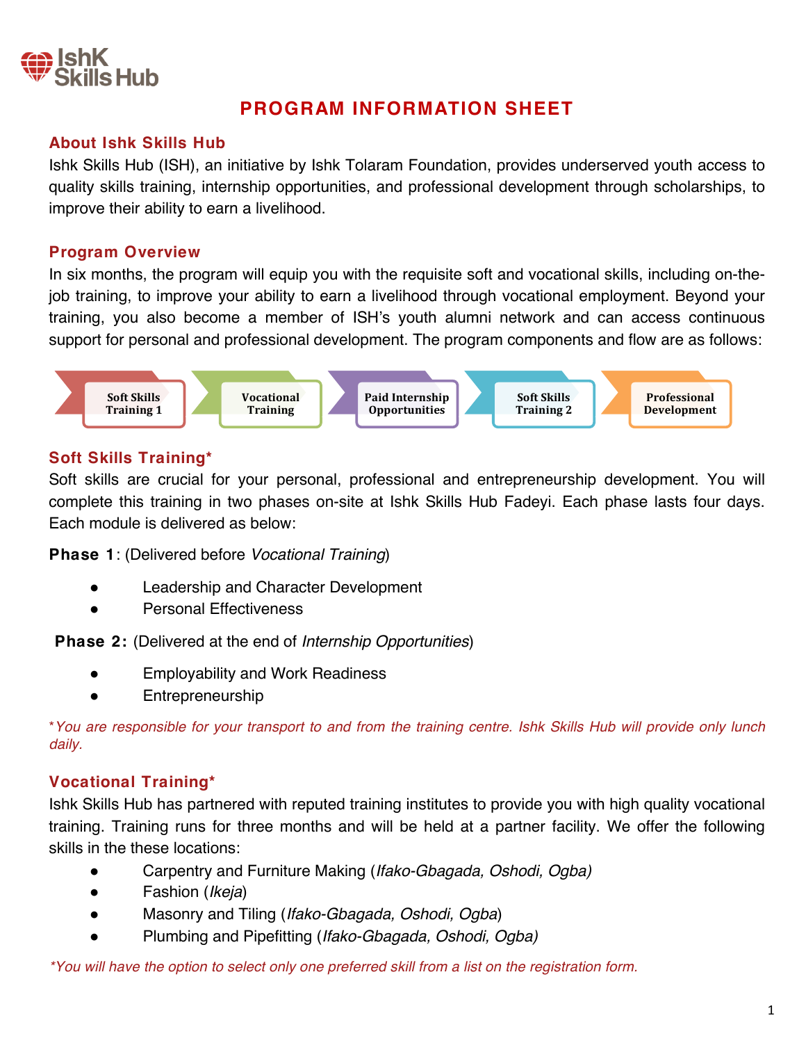Ishk Skills Hub

# PROGRAM INFORMATION SHEET

## About Ishk Skills Hub

Ishk Skills Hub (ISH), an initiative by Ishk Tolaram Foundation, provides underserved youth access to quality skills training, internship opportunities, and professional development through scholarships, to improve their ability to earn a livelihood.

## Program Overview

In six months, the program will equip you with the requisite soft and vocational skills, including on-the-job training, to improve your ability to earn a livelihood through vocational employment. Beyond your training, you also become a member of ISH's youth alumni network and can access continuous support for personal and professional development. The program components and flow are as follows:

Soft Skills Training 1 → Vocational Training → Paid Internship Opportunities → Soft Skills Training 2 → Professional Development

## Soft Skills Training*

Soft skills are crucial for your personal, professional and entrepreneurship development. You will complete this training in two phases on-site at Ishk Skills Hub Fadeyi. Each phase lasts four days. Each module is delivered as below:

**Phase 1**: (Delivered before *Vocational Training*)

- Leadership and Character Development
- Personal Effectiveness

**Phase 2:** (Delivered at the end of *Internship Opportunities*)

- Employability and Work Readiness
- Entrepreneurship

*\*You are responsible for your transport to and from the training centre. Ishk Skills Hub will provide only lunch daily.*

## Vocational Training*

Ishk Skills Hub has partnered with reputed training institutes to provide you with high quality vocational training. Training runs for three months and will be held at a partner facility. We offer the following skills in the these locations:

- Carpentry and Furniture Making (*Ifako-Gbagada, Oshodi, Ogba)*
- Fashion (*Ikeja*)
- Masonry and Tiling (*Ifako-Gbagada, Oshodi, Ogba*)
- Plumbing and Pipefitting (*Ifako-Gbagada, Oshodi, Ogba)*

*\*You will have the option to select only one preferred skill from a list on the registration form.*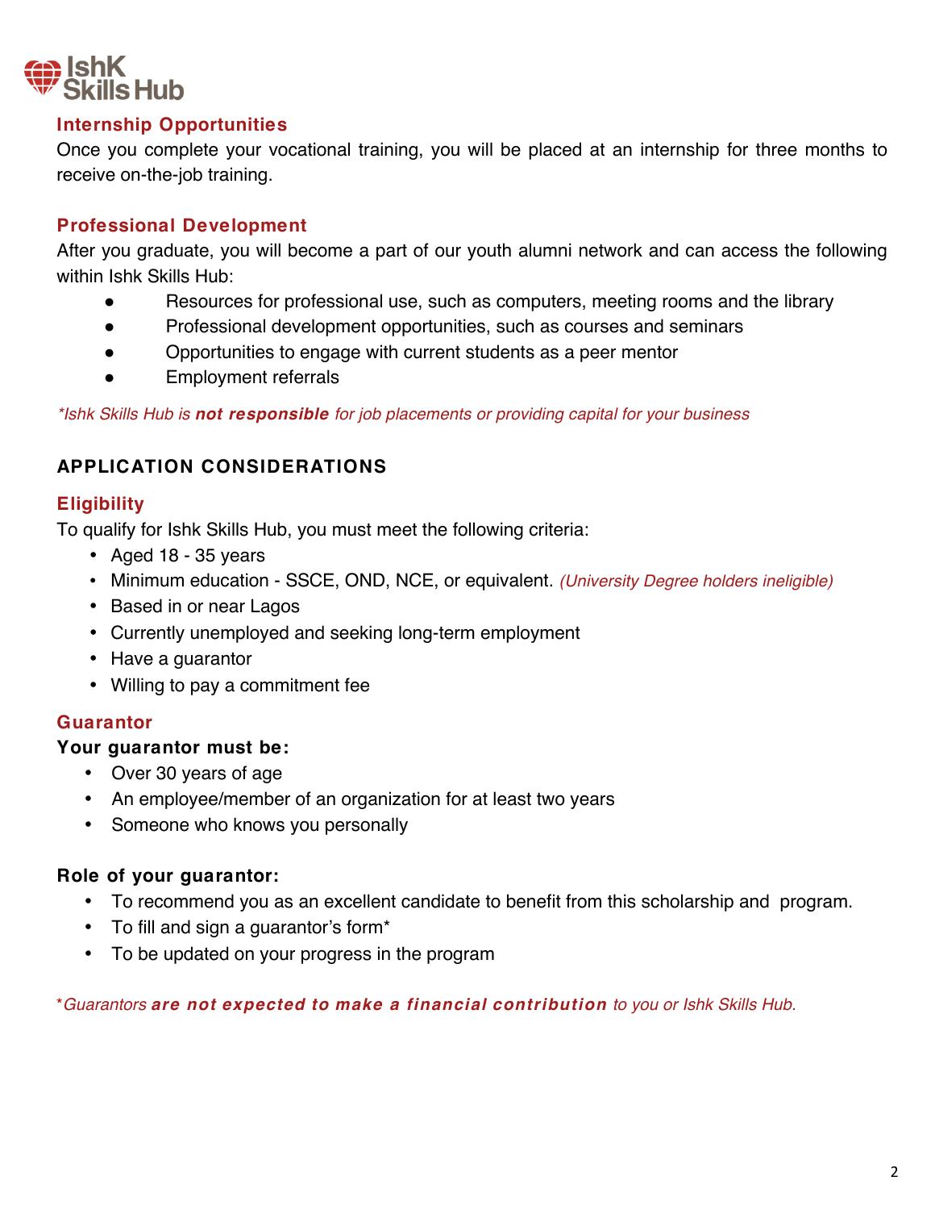### Internship Opportunities

Once you complete your vocational training, you will be placed at an internship for three months to receive on-the-job training.

### Professional Development

After you graduate, you will become a part of our youth alumni network and can access the following within Ishk Skills Hub:

- Resources for professional use, such as computers, meeting rooms and the library
- Professional development opportunities, such as courses and seminars
- Opportunities to engage with current students as a peer mentor
- Employment referrals

**Ishk Skills Hub is* ***not responsible*** *for job placements or providing capital for your business*

## APPLICATION CONSIDERATIONS

### Eligibility

To qualify for Ishk Skills Hub, you must meet the following criteria:

- Aged 18 - 35 years
- Minimum education - SSCE, OND, NCE, or equivalent. *(University Degree holders ineligible)*
- Based in or near Lagos
- Currently unemployed and seeking long-term employment
- Have a guarantor
- Willing to pay a commitment fee

### Guarantor

**Your guarantor must be:**

- Over 30 years of age
- An employee/member of an organization for at least two years
- Someone who knows you personally

**Role of your guarantor:**

- To recommend you as an excellent candidate to benefit from this scholarship and program.
- To fill and sign a guarantor's form*
- To be updated on your progress in the program

**Guarantors* ***are not expected to make a financial contribution*** *to you or Ishk Skills Hub.*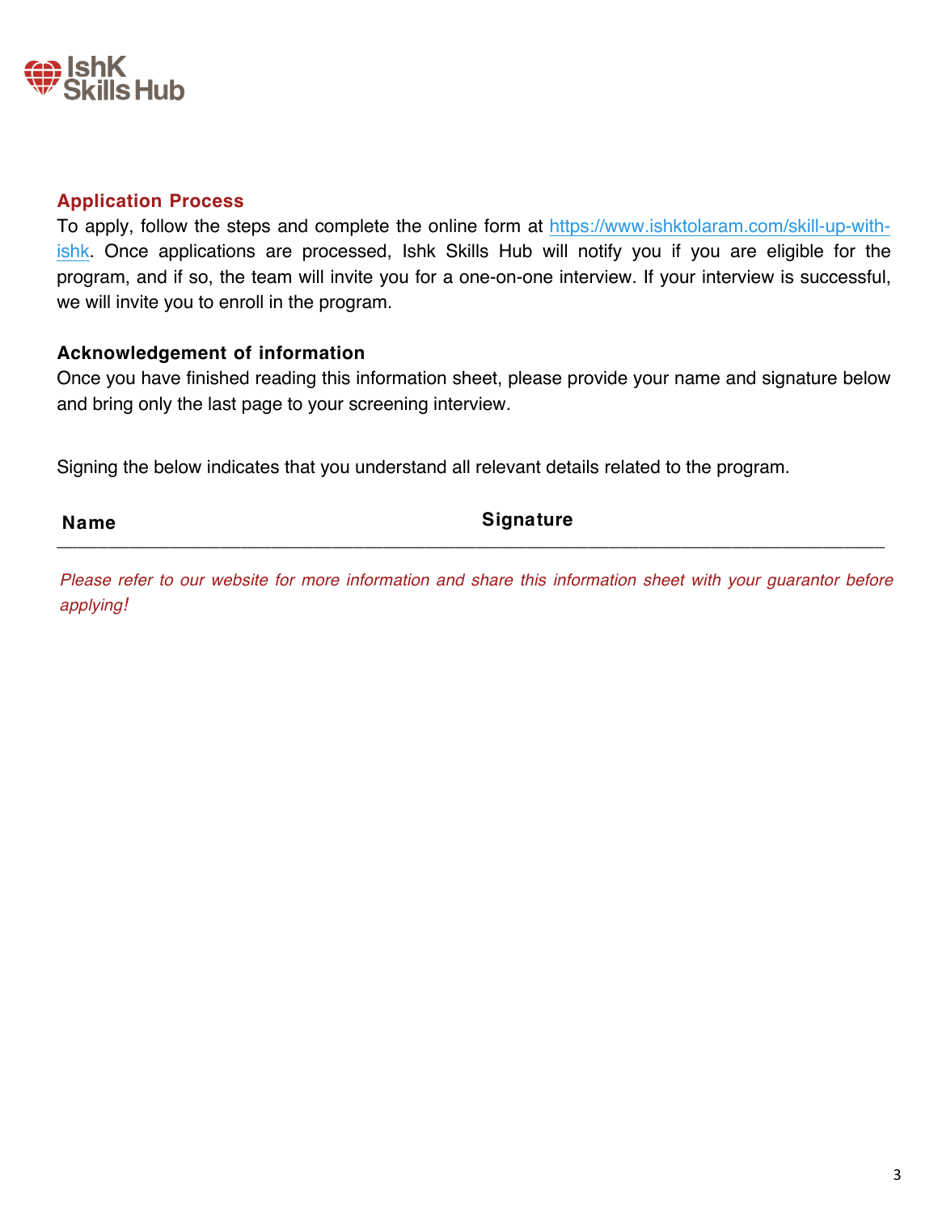IshK Skills Hub

## Application Process

To apply, follow the steps and complete the online form at https://www.ishktolaram.com/skill-up-with-ishk. Once applications are processed, Ishk Skills Hub will notify you if you are eligible for the program, and if so, the team will invite you for a one-on-one interview. If your interview is successful, we will invite you to enroll in the program.

### Acknowledgement of information

Once you have finished reading this information sheet, please provide your name and signature below and bring only the last page to your screening interview.

Signing the below indicates that you understand all relevant details related to the program.

**Name** **Signature**

_______________________________________________________________________________

*Please refer to our website for more information and share this information sheet with your guarantor before applying!*